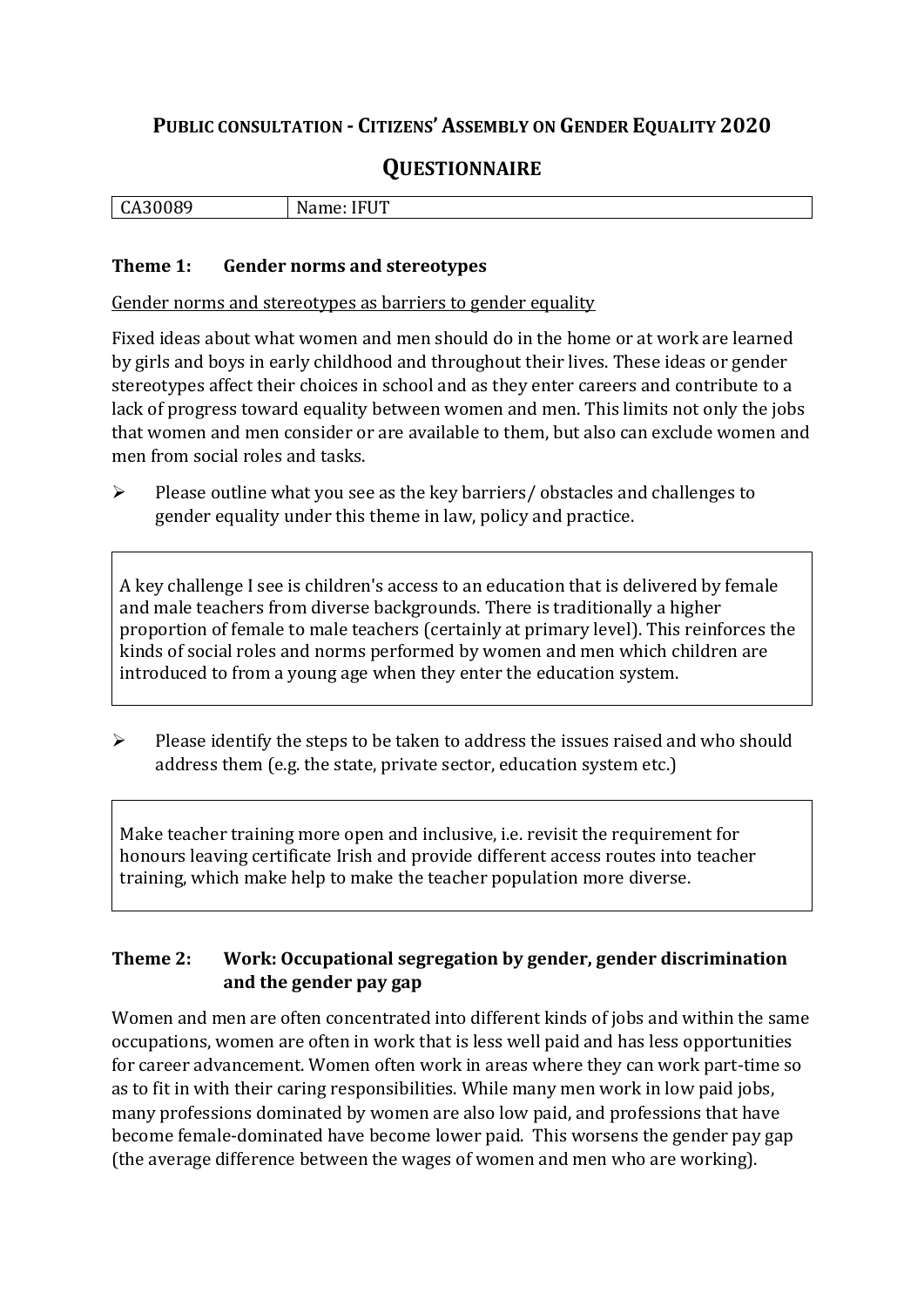# PUBLIC CONSULTATION - CITIZENS' ASSEMBLY ON GENDER EQUALITY 2020

## QUESTIONNAIRE

| CA30089 | Name: IFUT |
|---|---|

### Theme 1: Gender norms and stereotypes

<u>Gender norms and stereotypes as barriers to gender equality</u>

Fixed ideas about what women and men should do in the home or at work are learned by girls and boys in early childhood and throughout their lives. These ideas or gender stereotypes affect their choices in school and as they enter careers and contribute to a lack of progress toward equality between women and men. This limits not only the jobs that women and men consider or are available to them, but also can exclude women and men from social roles and tasks.

- Please outline what you see as the key barriers/ obstacles and challenges to gender equality under this theme in law, policy and practice.

A key challenge I see is children's access to an education that is delivered by female and male teachers from diverse backgrounds. There is traditionally a higher proportion of female to male teachers (certainly at primary level). This reinforces the kinds of social roles and norms performed by women and men which children are introduced to from a young age when they enter the education system.

- Please identify the steps to be taken to address the issues raised and who should address them (e.g. the state, private sector, education system etc.)

Make teacher training more open and inclusive, i.e. revisit the requirement for honours leaving certificate Irish and provide different access routes into teacher training, which make help to make the teacher population more diverse.

### Theme 2: Work: Occupational segregation by gender, gender discrimination and the gender pay gap

Women and men are often concentrated into different kinds of jobs and within the same occupations, women are often in work that is less well paid and has less opportunities for career advancement. Women often work in areas where they can work part-time so as to fit in with their caring responsibilities. While many men work in low paid jobs, many professions dominated by women are also low paid, and professions that have become female-dominated have become lower paid. This worsens the gender pay gap (the average difference between the wages of women and men who are working).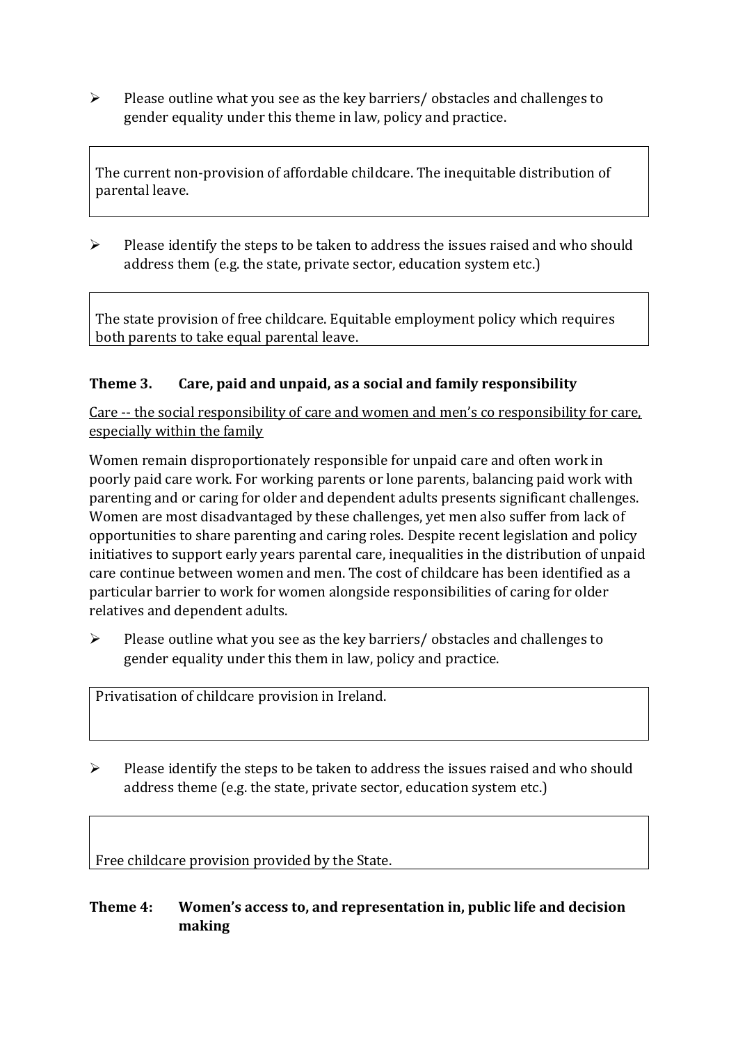- Please outline what you see as the key barriers/ obstacles and challenges to gender equality under this theme in law, policy and practice.

The current non-provision of affordable childcare. The inequitable distribution of parental leave.

- Please identify the steps to be taken to address the issues raised and who should address them (e.g. the state, private sector, education system etc.)

The state provision of free childcare. Equitable employment policy which requires both parents to take equal parental leave.

### Theme 3. Care, paid and unpaid, as a social and family responsibility

<u>Care -- the social responsibility of care and women and men's co responsibility for care, especially within the family</u>

Women remain disproportionately responsible for unpaid care and often work in poorly paid care work. For working parents or lone parents, balancing paid work with parenting and or caring for older and dependent adults presents significant challenges. Women are most disadvantaged by these challenges, yet men also suffer from lack of opportunities to share parenting and caring roles. Despite recent legislation and policy initiatives to support early years parental care, inequalities in the distribution of unpaid care continue between women and men. The cost of childcare has been identified as a particular barrier to work for women alongside responsibilities of caring for older relatives and dependent adults.

- Please outline what you see as the key barriers/ obstacles and challenges to gender equality under this them in law, policy and practice.

Privatisation of childcare provision in Ireland.

- Please identify the steps to be taken to address the issues raised and who should address theme (e.g. the state, private sector, education system etc.)

Free childcare provision provided by the State.

### Theme 4: Women's access to, and representation in, public life and decision making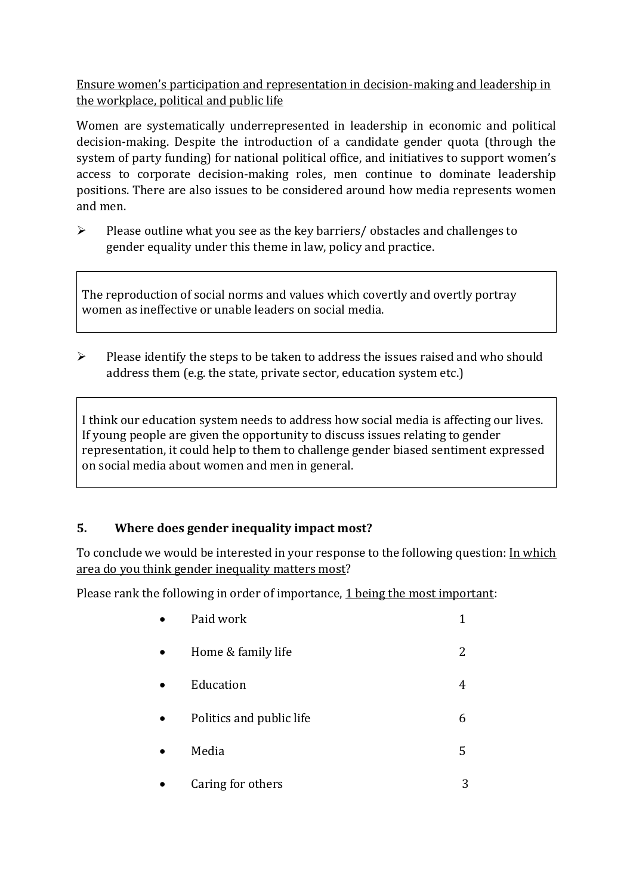Ensure women's participation and representation in decision-making and leadership in the workplace, political and public life

Women are systematically underrepresented in leadership in economic and political decision-making. Despite the introduction of a candidate gender quota (through the system of party funding) for national political office, and initiatives to support women's access to corporate decision-making roles, men continue to dominate leadership positions. There are also issues to be considered around how media represents women and men.

- Please outline what you see as the key barriers/ obstacles and challenges to gender equality under this theme in law, policy and practice.

> The reproduction of social norms and values which covertly and overtly portray women as ineffective or unable leaders on social media.

- Please identify the steps to be taken to address the issues raised and who should address them (e.g. the state, private sector, education system etc.)

> I think our education system needs to address how social media is affecting our lives. If young people are given the opportunity to discuss issues relating to gender representation, it could help to them to challenge gender biased sentiment expressed on social media about women and men in general.

## 5. Where does gender inequality impact most?

To conclude we would be interested in your response to the following question: In which area do you think gender inequality matters most?

Please rank the following in order of importance, 1 being the most important:

| Area | Rank |
|---|---|
| Paid work | 1 |
| Home & family life | 2 |
| Education | 4 |
| Politics and public life | 6 |
| Media | 5 |
| Caring for others | 3 |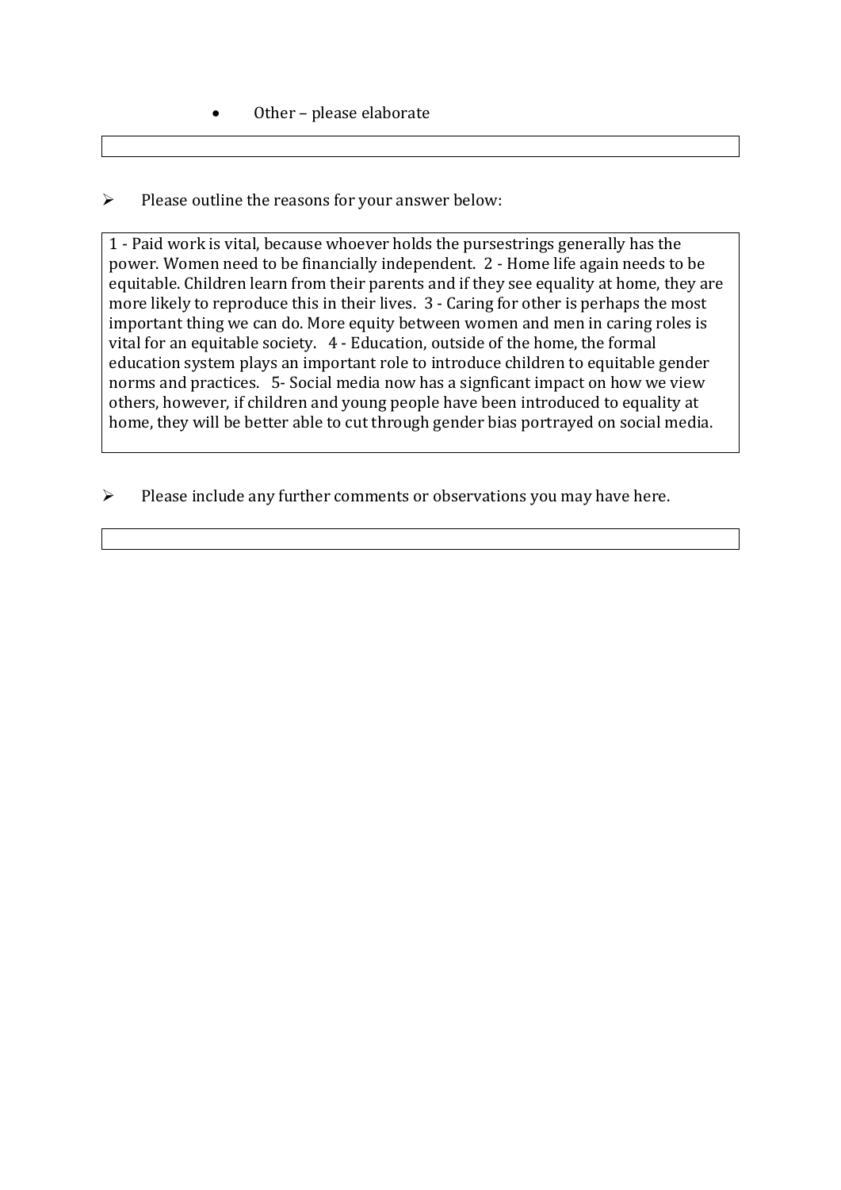- Other – please elaborate

➢ Please outline the reasons for your answer below:

1 - Paid work is vital, because whoever holds the pursestrings generally has the power. Women need to be financially independent. 2 - Home life again needs to be equitable. Children learn from their parents and if they see equality at home, they are more likely to reproduce this in their lives. 3 - Caring for other is perhaps the most important thing we can do. More equity between women and men in caring roles is vital for an equitable society. 4 - Education, outside of the home, the formal education system plays an important role to introduce children to equitable gender norms and practices. 5- Social media now has a signficant impact on how we view others, however, if children and young people have been introduced to equality at home, they will be better able to cut through gender bias portrayed on social media.

➢ Please include any further comments or observations you may have here.